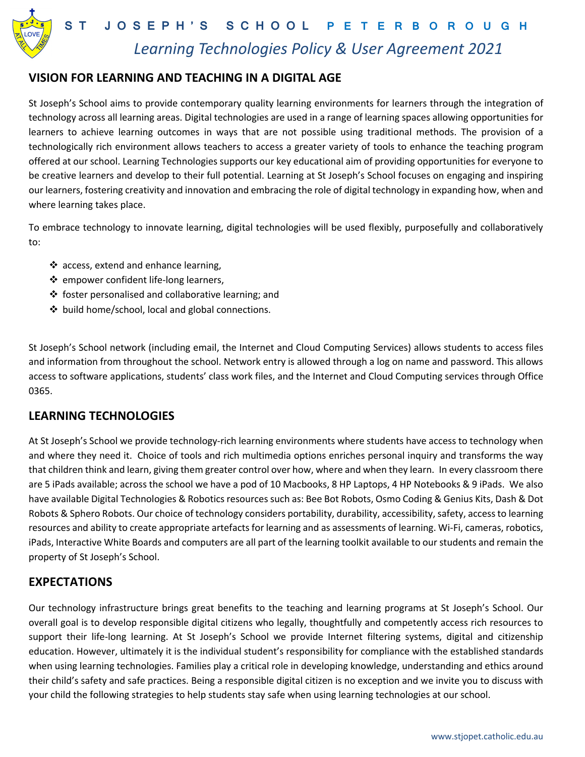# ST JOSEPH'S SCHOOL PETERBOROUGH

*Learning Technologies Policy & User Agreement 2021*

## VISION FOR LEARNING AND TEACHING IN A DIGITAL AGE

St Joseph's School aims to provide contemporary quality learning environments for learners through the integration of technology across all learning areas. Digital technologies are used in a range of learning spaces allowing opportunities for learners to achieve learning outcomes in ways that are not possible using traditional methods. The provision of a technologically rich environment allows teachers to access a greater variety of tools to enhance the teaching program offered at our school. Learning Technologies supports our key educational aim of providing opportunities for everyone to be creative learners and develop to their full potential. Learning at St Joseph's School focuses on engaging and inspiring our learners, fostering creativity and innovation and embracing the role of digital technology in expanding how, when and where learning takes place.

To embrace technology to innovate learning, digital technologies will be used flexibly, purposefully and collaboratively to:

- access, extend and enhance learning,
- empower confident life-long learners,
- foster personalised and collaborative learning; and
- build home/school, local and global connections.

St Joseph's School network (including email, the Internet and Cloud Computing Services) allows students to access files and information from throughout the school. Network entry is allowed through a log on name and password. This allows access to software applications, students' class work files, and the Internet and Cloud Computing services through Office 0365.

## LEARNING TECHNOLOGIES

At St Joseph's School we provide technology-rich learning environments where students have access to technology when and where they need it. Choice of tools and rich multimedia options enriches personal inquiry and transforms the way that children think and learn, giving them greater control over how, where and when they learn. In every classroom there are 5 iPads available; across the school we have a pod of 10 Macbooks, 8 HP Laptops, 4 HP Notebooks & 9 iPads. We also have available Digital Technologies & Robotics resources such as: Bee Bot Robots, Osmo Coding & Genius Kits, Dash & Dot Robots & Sphero Robots. Our choice of technology considers portability, durability, accessibility, safety, access to learning resources and ability to create appropriate artefacts for learning and as assessments of learning. Wi-Fi, cameras, robotics, iPads, Interactive White Boards and computers are all part of the learning toolkit available to our students and remain the property of St Joseph's School.

## EXPECTATIONS

Our technology infrastructure brings great benefits to the teaching and learning programs at St Joseph's School. Our overall goal is to develop responsible digital citizens who legally, thoughtfully and competently access rich resources to support their life-long learning. At St Joseph's School we provide Internet filtering systems, digital and citizenship education. However, ultimately it is the individual student's responsibility for compliance with the established standards when using learning technologies. Families play a critical role in developing knowledge, understanding and ethics around their child's safety and safe practices. Being a responsible digital citizen is no exception and we invite you to discuss with your child the following strategies to help students stay safe when using learning technologies at our school.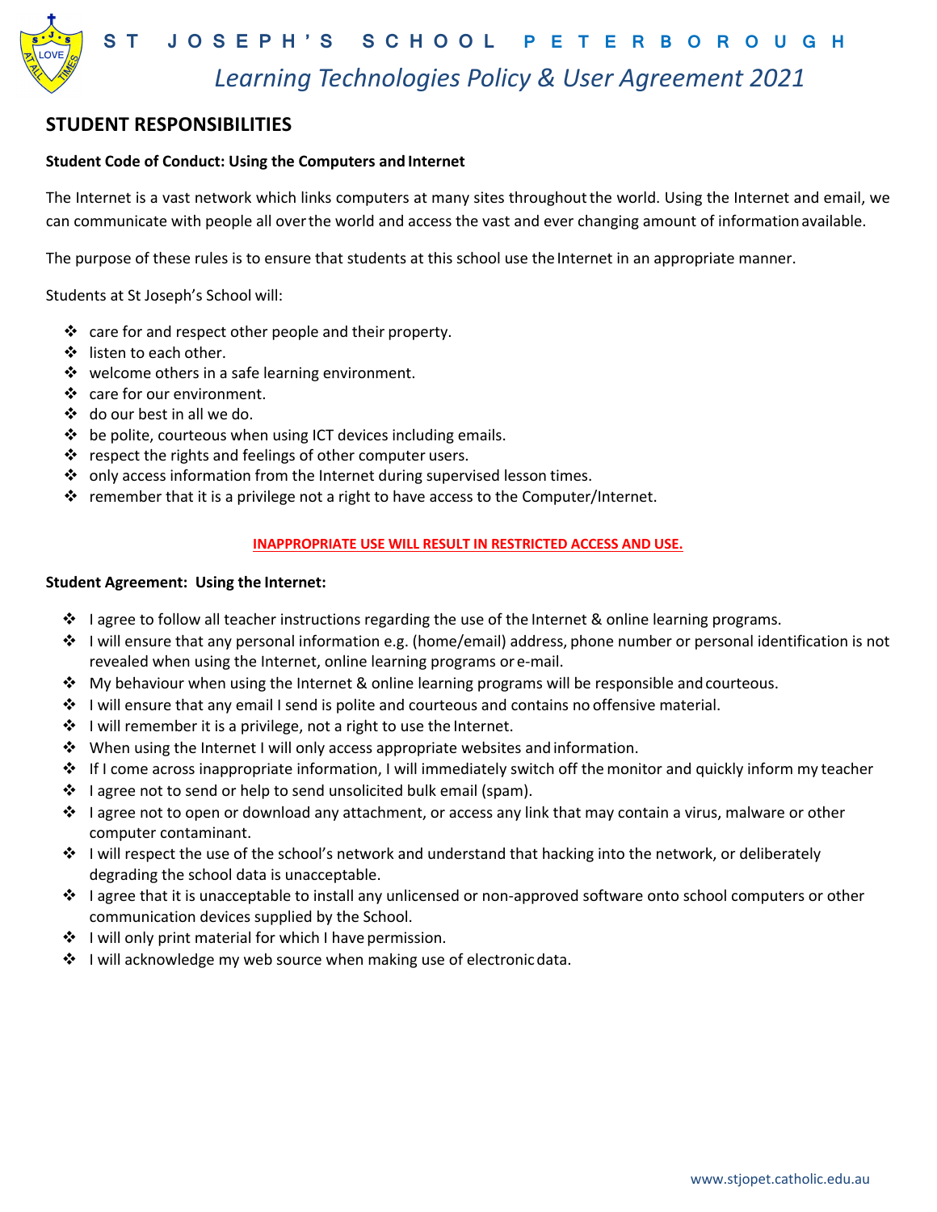## STUDENT RESPONSIBILITIES

**Student Code of Conduct: Using the Computers and Internet**

The Internet is a vast network which links computers at many sites throughout the world. Using the Internet and email, we can communicate with people all over the world and access the vast and ever changing amount of information available.

The purpose of these rules is to ensure that students at this school use the Internet in an appropriate manner.

Students at St Joseph's School will:

- care for and respect other people and their property.
- listen to each other.
- welcome others in a safe learning environment.
- care for our environment.
- do our best in all we do.
- be polite, courteous when using ICT devices including emails.
- respect the rights and feelings of other computer users.
- only access information from the Internet during supervised lesson times.
- remember that it is a privilege not a right to have access to the Computer/Internet.

**INAPPROPRIATE USE WILL RESULT IN RESTRICTED ACCESS AND USE.**

**Student Agreement: Using the Internet:**

- I agree to follow all teacher instructions regarding the use of the Internet & online learning programs.
- I will ensure that any personal information e.g. (home/email) address, phone number or personal identification is not revealed when using the Internet, online learning programs or e-mail.
- My behaviour when using the Internet & online learning programs will be responsible and courteous.
- I will ensure that any email I send is polite and courteous and contains no offensive material.
- I will remember it is a privilege, not a right to use the Internet.
- When using the Internet I will only access appropriate websites and information.
- If I come across inappropriate information, I will immediately switch off the monitor and quickly inform my teacher
- I agree not to send or help to send unsolicited bulk email (spam).
- I agree not to open or download any attachment, or access any link that may contain a virus, malware or other computer contaminant.
- I will respect the use of the school's network and understand that hacking into the network, or deliberately degrading the school data is unacceptable.
- I agree that it is unacceptable to install any unlicensed or non-approved software onto school computers or other communication devices supplied by the School.
- I will only print material for which I have permission.
- I will acknowledge my web source when making use of electronic data.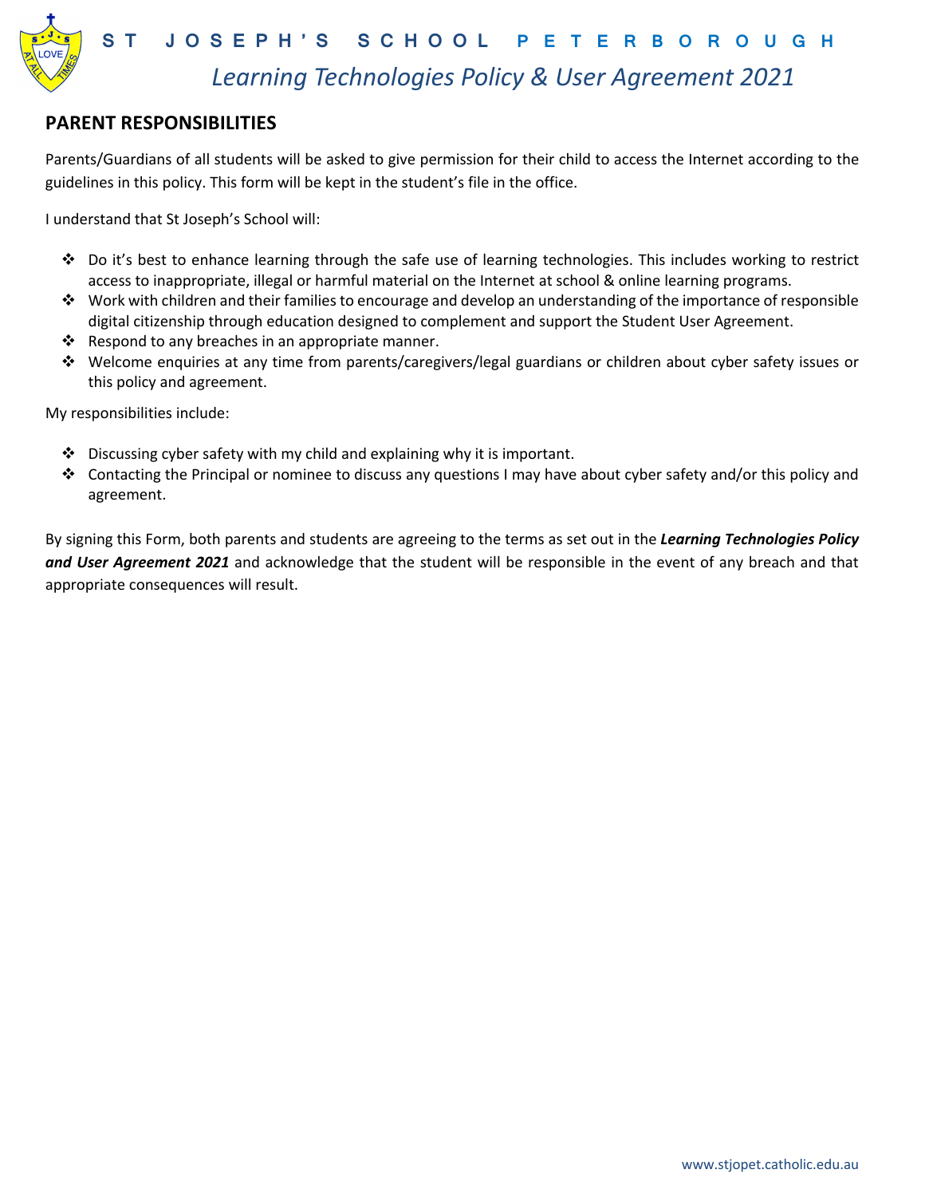## PARENT RESPONSIBILITIES

Parents/Guardians of all students will be asked to give permission for their child to access the Internet according to the guidelines in this policy. This form will be kept in the student's file in the office.

I understand that St Joseph's School will:

- Do it's best to enhance learning through the safe use of learning technologies. This includes working to restrict access to inappropriate, illegal or harmful material on the Internet at school & online learning programs.
- Work with children and their families to encourage and develop an understanding of the importance of responsible digital citizenship through education designed to complement and support the Student User Agreement.
- Respond to any breaches in an appropriate manner.
- Welcome enquiries at any time from parents/caregivers/legal guardians or children about cyber safety issues or this policy and agreement.

My responsibilities include:

- Discussing cyber safety with my child and explaining why it is important.
- Contacting the Principal or nominee to discuss any questions I may have about cyber safety and/or this policy and agreement.

By signing this Form, both parents and students are agreeing to the terms as set out in the ***Learning Technologies Policy and User Agreement 2021*** and acknowledge that the student will be responsible in the event of any breach and that appropriate consequences will result.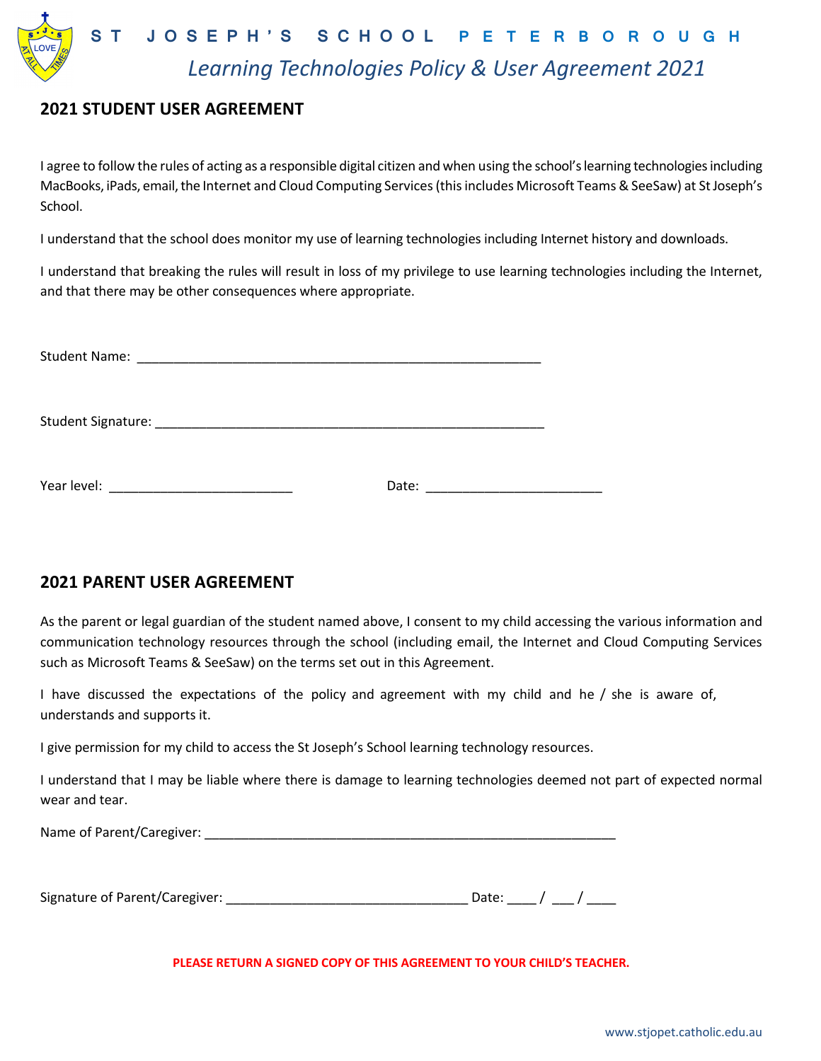# 2021 STUDENT USER AGREEMENT

I agree to follow the rules of acting as a responsible digital citizen and when using the school's learning technologies including MacBooks, iPads, email, the Internet and Cloud Computing Services (this includes Microsoft Teams & SeeSaw) at St Joseph's School.

I understand that the school does monitor my use of learning technologies including Internet history and downloads.

I understand that breaking the rules will result in loss of my privilege to use learning technologies including the Internet, and that there may be other consequences where appropriate.

Student Name: ______________________________________________________

Student Signature: ____________________________________________________

Year level: ________________________ Date: _______________________

# 2021 PARENT USER AGREEMENT

As the parent or legal guardian of the student named above, I consent to my child accessing the various information and communication technology resources through the school (including email, the Internet and Cloud Computing Services such as Microsoft Teams & SeeSaw) on the terms set out in this Agreement.

I have discussed the expectations of the policy and agreement with my child and he / she is aware of, understands and supports it.

I give permission for my child to access the St Joseph's School learning technology resources.

I understand that I may be liable where there is damage to learning technologies deemed not part of expected normal wear and tear.

Name of Parent/Caregiver: _______________________________________________________

Signature of Parent/Caregiver: ________________________________ Date: ____ / ___ / ____

**PLEASE RETURN A SIGNED COPY OF THIS AGREEMENT TO YOUR CHILD'S TEACHER.**

www.stjopet.catholic.edu.au